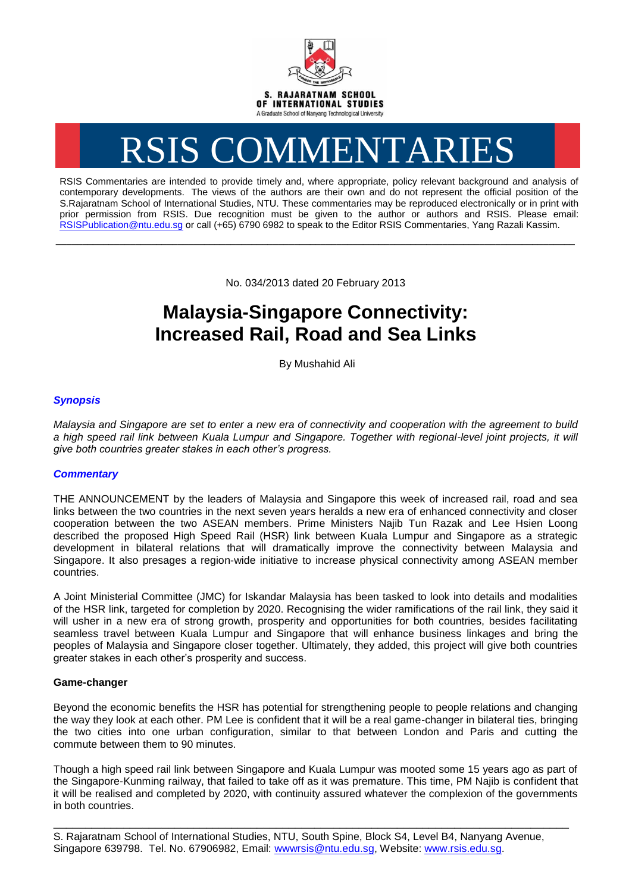S. RAJARATNAM SCHOOL OF INTERNATIONAL STUDIES
A Graduate School of Nanyang Technological University

# RSIS COMMENTARIES

RSIS Commentaries are intended to provide timely and, where appropriate, policy relevant background and analysis of contemporary developments. The views of the authors are their own and do not represent the official position of the S.Rajaratnam School of International Studies, NTU. These commentaries may be reproduced electronically or in print with prior permission from RSIS. Due recognition must be given to the author or authors and RSIS. Please email: RSISPublication@ntu.edu.sg or call (+65) 6790 6982 to speak to the Editor RSIS Commentaries, Yang Razali Kassim.

---

No. 034/2013 dated 20 February 2013

# Malaysia-Singapore Connectivity: Increased Rail, Road and Sea Links

By Mushahid Ali

### *Synopsis*

*Malaysia and Singapore are set to enter a new era of connectivity and cooperation with the agreement to build a high speed rail link between Kuala Lumpur and Singapore. Together with regional-level joint projects, it will give both countries greater stakes in each other's progress.*

### *Commentary*

THE ANNOUNCEMENT by the leaders of Malaysia and Singapore this week of increased rail, road and sea links between the two countries in the next seven years heralds a new era of enhanced connectivity and closer cooperation between the two ASEAN members. Prime Ministers Najib Tun Razak and Lee Hsien Loong described the proposed High Speed Rail (HSR) link between Kuala Lumpur and Singapore as a strategic development in bilateral relations that will dramatically improve the connectivity between Malaysia and Singapore. It also presages a region-wide initiative to increase physical connectivity among ASEAN member countries.

A Joint Ministerial Committee (JMC) for Iskandar Malaysia has been tasked to look into details and modalities of the HSR link, targeted for completion by 2020. Recognising the wider ramifications of the rail link, they said it will usher in a new era of strong growth, prosperity and opportunities for both countries, besides facilitating seamless travel between Kuala Lumpur and Singapore that will enhance business linkages and bring the peoples of Malaysia and Singapore closer together. Ultimately, they added, this project will give both countries greater stakes in each other's prosperity and success.

**Game-changer**

Beyond the economic benefits the HSR has potential for strengthening people to people relations and changing the way they look at each other. PM Lee is confident that it will be a real game-changer in bilateral ties, bringing the two cities into one urban configuration, similar to that between London and Paris and cutting the commute between them to 90 minutes.

Though a high speed rail link between Singapore and Kuala Lumpur was mooted some 15 years ago as part of the Singapore-Kunming railway, that failed to take off as it was premature. This time, PM Najib is confident that it will be realised and completed by 2020, with continuity assured whatever the complexion of the governments in both countries.

S. Rajaratnam School of International Studies, NTU, South Spine, Block S4, Level B4, Nanyang Avenue, Singapore 639798. Tel. No. 67906982, Email: wwwrsis@ntu.edu.sg, Website: www.rsis.edu.sg.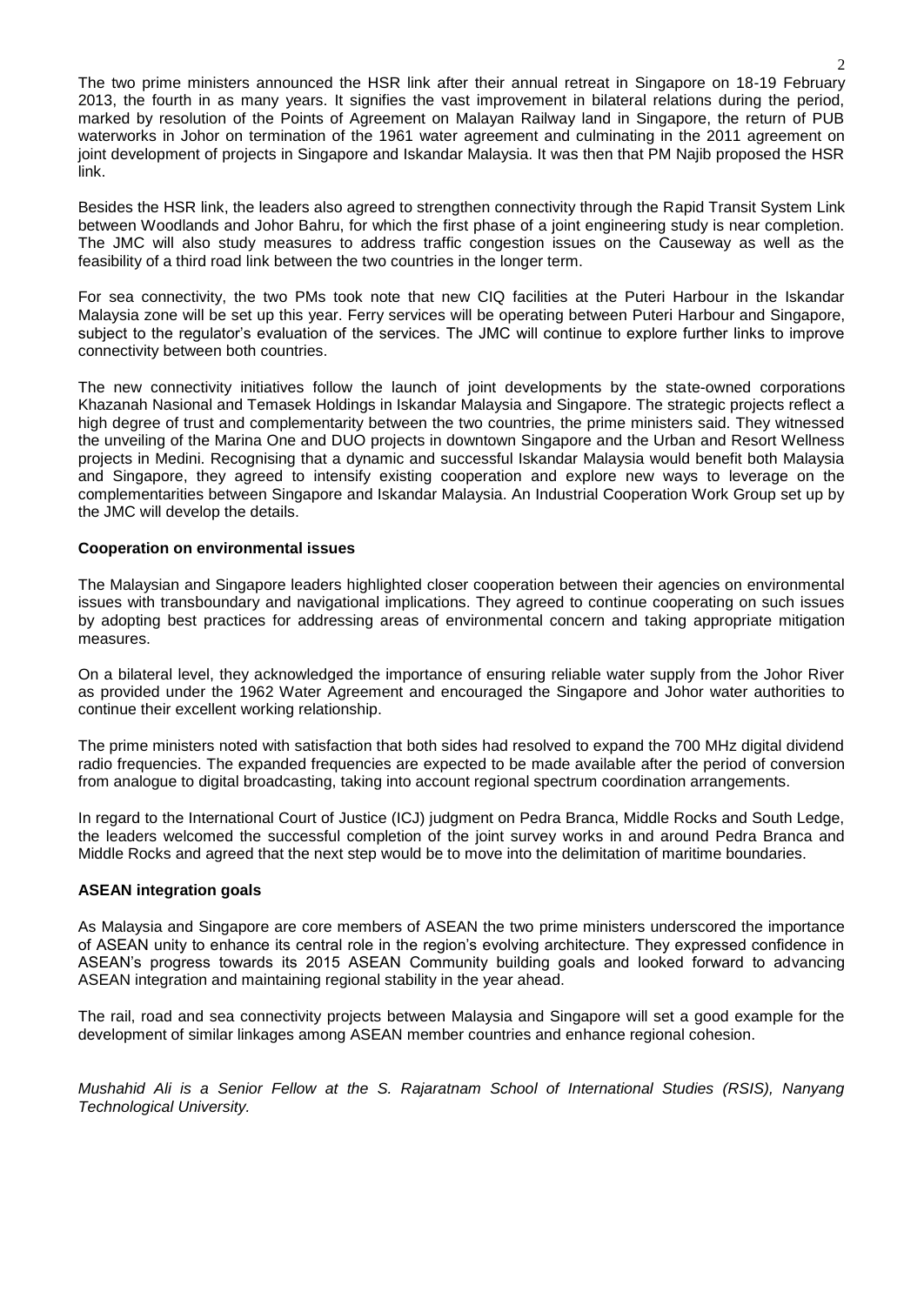The two prime ministers announced the HSR link after their annual retreat in Singapore on 18-19 February 2013, the fourth in as many years. It signifies the vast improvement in bilateral relations during the period, marked by resolution of the Points of Agreement on Malayan Railway land in Singapore, the return of PUB waterworks in Johor on termination of the 1961 water agreement and culminating in the 2011 agreement on joint development of projects in Singapore and Iskandar Malaysia. It was then that PM Najib proposed the HSR link.

Besides the HSR link, the leaders also agreed to strengthen connectivity through the Rapid Transit System Link between Woodlands and Johor Bahru, for which the first phase of a joint engineering study is near completion. The JMC will also study measures to address traffic congestion issues on the Causeway as well as the feasibility of a third road link between the two countries in the longer term.

For sea connectivity, the two PMs took note that new CIQ facilities at the Puteri Harbour in the Iskandar Malaysia zone will be set up this year. Ferry services will be operating between Puteri Harbour and Singapore, subject to the regulator's evaluation of the services. The JMC will continue to explore further links to improve connectivity between both countries.

The new connectivity initiatives follow the launch of joint developments by the state-owned corporations Khazanah Nasional and Temasek Holdings in Iskandar Malaysia and Singapore. The strategic projects reflect a high degree of trust and complementarity between the two countries, the prime ministers said. They witnessed the unveiling of the Marina One and DUO projects in downtown Singapore and the Urban and Resort Wellness projects in Medini. Recognising that a dynamic and successful Iskandar Malaysia would benefit both Malaysia and Singapore, they agreed to intensify existing cooperation and explore new ways to leverage on the complementarities between Singapore and Iskandar Malaysia. An Industrial Cooperation Work Group set up by the JMC will develop the details.

**Cooperation on environmental issues**

The Malaysian and Singapore leaders highlighted closer cooperation between their agencies on environmental issues with transboundary and navigational implications. They agreed to continue cooperating on such issues by adopting best practices for addressing areas of environmental concern and taking appropriate mitigation measures.

On a bilateral level, they acknowledged the importance of ensuring reliable water supply from the Johor River as provided under the 1962 Water Agreement and encouraged the Singapore and Johor water authorities to continue their excellent working relationship.

The prime ministers noted with satisfaction that both sides had resolved to expand the 700 MHz digital dividend radio frequencies. The expanded frequencies are expected to be made available after the period of conversion from analogue to digital broadcasting, taking into account regional spectrum coordination arrangements.

In regard to the International Court of Justice (ICJ) judgment on Pedra Branca, Middle Rocks and South Ledge, the leaders welcomed the successful completion of the joint survey works in and around Pedra Branca and Middle Rocks and agreed that the next step would be to move into the delimitation of maritime boundaries.

**ASEAN integration goals**

As Malaysia and Singapore are core members of ASEAN the two prime ministers underscored the importance of ASEAN unity to enhance its central role in the region's evolving architecture. They expressed confidence in ASEAN's progress towards its 2015 ASEAN Community building goals and looked forward to advancing ASEAN integration and maintaining regional stability in the year ahead.

The rail, road and sea connectivity projects between Malaysia and Singapore will set a good example for the development of similar linkages among ASEAN member countries and enhance regional cohesion.

*Mushahid Ali is a Senior Fellow at the S. Rajaratnam School of International Studies (RSIS), Nanyang Technological University.*